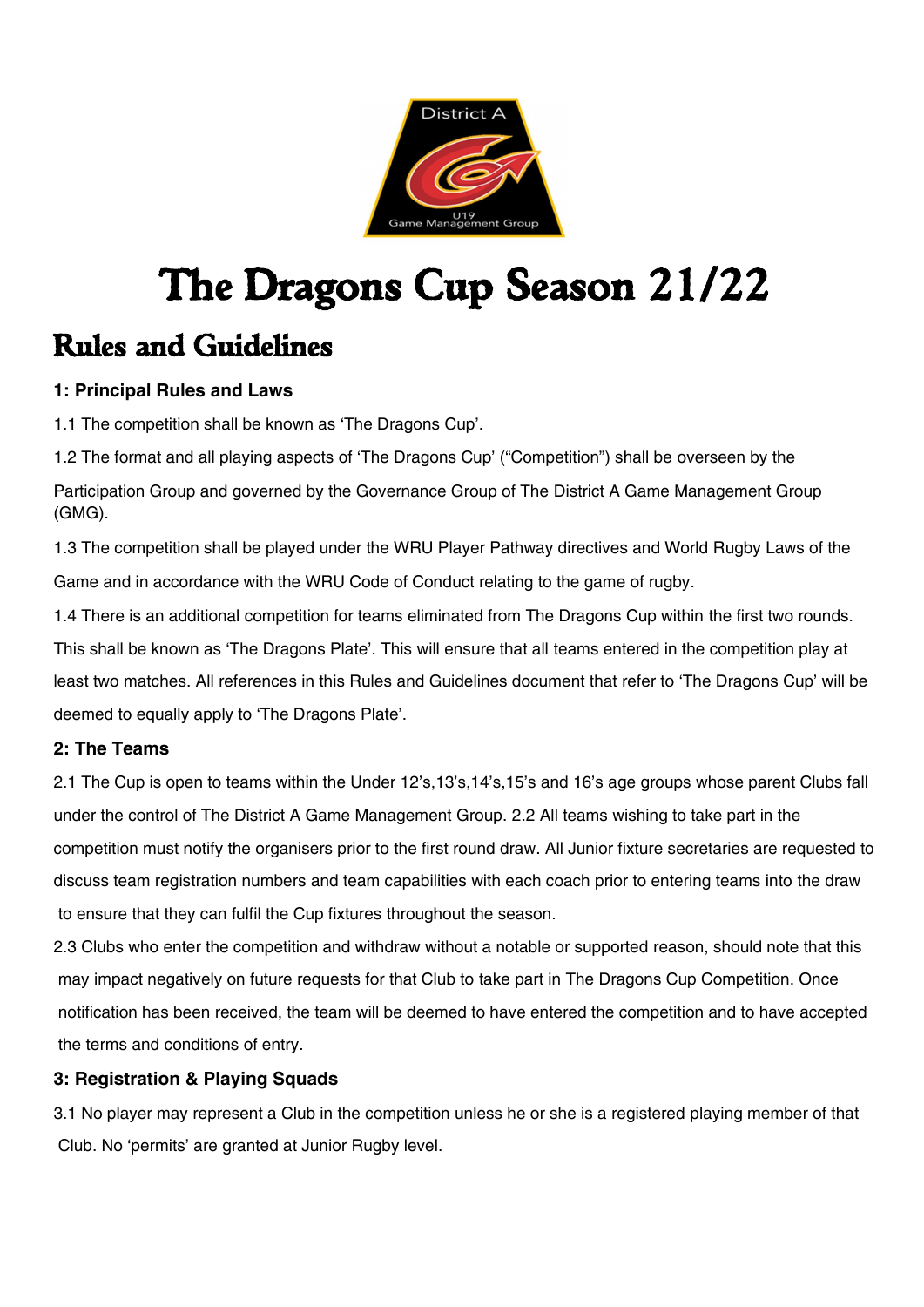# The Dragons Cup Season 21/22

## Rules and Guidelines

### 1: Principal Rules and Laws

1.1 The competition shall be known as 'The Dragons Cup'.

1.2 The format and all playing aspects of 'The Dragons Cup' ("Competition") shall be overseen by the Participation Group and governed by the Governance Group of The District A Game Management Group (GMG).

1.3 The competition shall be played under the WRU Player Pathway directives and World Rugby Laws of the Game and in accordance with the WRU Code of Conduct relating to the game of rugby.

1.4 There is an additional competition for teams eliminated from The Dragons Cup within the first two rounds. This shall be known as 'The Dragons Plate'. This will ensure that all teams entered in the competition play at least two matches. All references in this Rules and Guidelines document that refer to 'The Dragons Cup' will be deemed to equally apply to 'The Dragons Plate'.

### 2: The Teams

2.1 The Cup is open to teams within the Under 12's,13's,14's,15's and 16's age groups whose parent Clubs fall under the control of The District A Game Management Group. 2.2 All teams wishing to take part in the competition must notify the organisers prior to the first round draw. All Junior fixture secretaries are requested to discuss team registration numbers and team capabilities with each coach prior to entering teams into the draw to ensure that they can fulfil the Cup fixtures throughout the season.

2.3 Clubs who enter the competition and withdraw without a notable or supported reason, should note that this may impact negatively on future requests for that Club to take part in The Dragons Cup Competition. Once notification has been received, the team will be deemed to have entered the competition and to have accepted the terms and conditions of entry.

### 3: Registration & Playing Squads

3.1 No player may represent a Club in the competition unless he or she is a registered playing member of that Club. No 'permits' are granted at Junior Rugby level.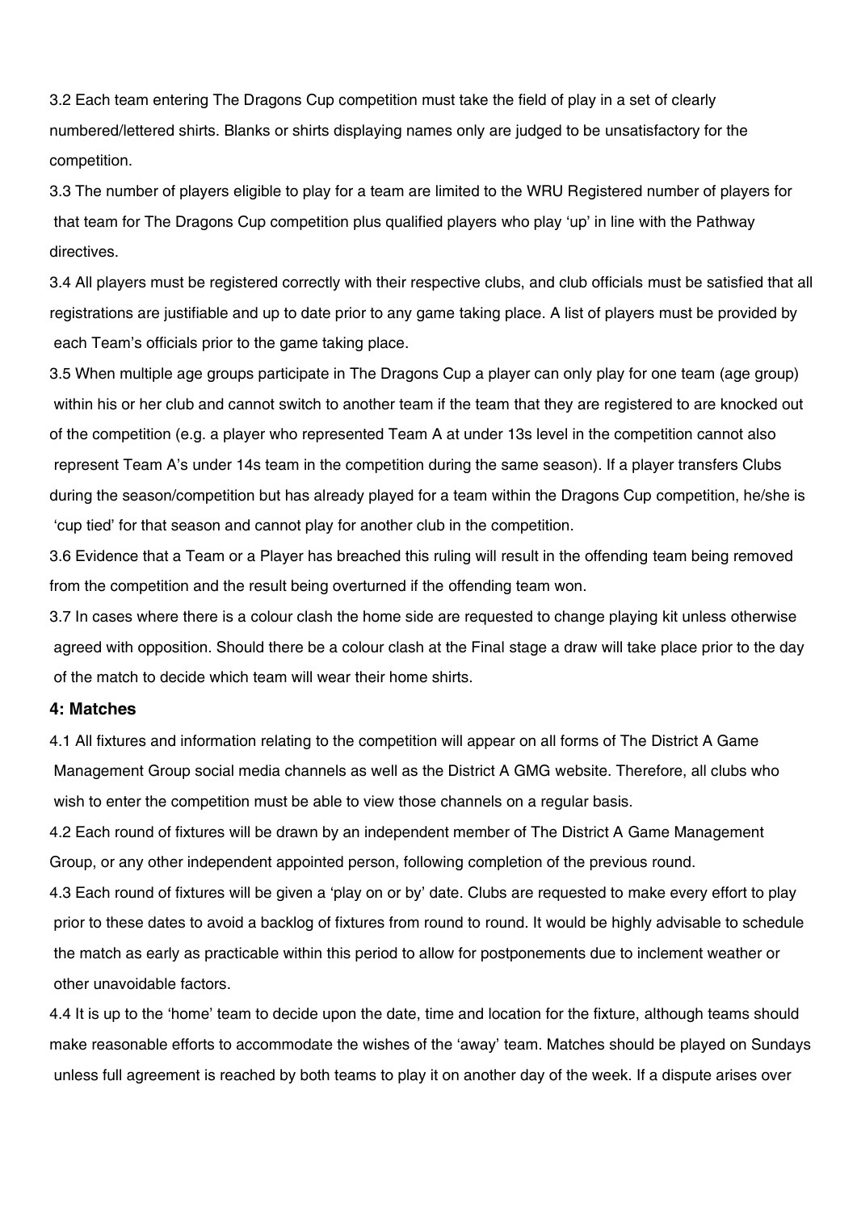3.2 Each team entering The Dragons Cup competition must take the field of play in a set of clearly numbered/lettered shirts. Blanks or shirts displaying names only are judged to be unsatisfactory for the competition.

3.3 The number of players eligible to play for a team are limited to the WRU Registered number of players for that team for The Dragons Cup competition plus qualified players who play 'up' in line with the Pathway directives.

3.4 All players must be registered correctly with their respective clubs, and club officials must be satisfied that all registrations are justifiable and up to date prior to any game taking place. A list of players must be provided by each Team's officials prior to the game taking place.

3.5 When multiple age groups participate in The Dragons Cup a player can only play for one team (age group) within his or her club and cannot switch to another team if the team that they are registered to are knocked out of the competition (e.g. a player who represented Team A at under 13s level in the competition cannot also represent Team A's under 14s team in the competition during the same season). If a player transfers Clubs during the season/competition but has already played for a team within the Dragons Cup competition, he/she is 'cup tied' for that season and cannot play for another club in the competition.

3.6 Evidence that a Team or a Player has breached this ruling will result in the offending team being removed from the competition and the result being overturned if the offending team won.

3.7 In cases where there is a colour clash the home side are requested to change playing kit unless otherwise agreed with opposition. Should there be a colour clash at the Final stage a draw will take place prior to the day of the match to decide which team will wear their home shirts.

### 4: Matches

4.1 All fixtures and information relating to the competition will appear on all forms of The District A Game Management Group social media channels as well as the District A GMG website. Therefore, all clubs who wish to enter the competition must be able to view those channels on a regular basis.

4.2 Each round of fixtures will be drawn by an independent member of The District A Game Management Group, or any other independent appointed person, following completion of the previous round.

4.3 Each round of fixtures will be given a 'play on or by' date. Clubs are requested to make every effort to play prior to these dates to avoid a backlog of fixtures from round to round. It would be highly advisable to schedule the match as early as practicable within this period to allow for postponements due to inclement weather or other unavoidable factors.

4.4 It is up to the 'home' team to decide upon the date, time and location for the fixture, although teams should make reasonable efforts to accommodate the wishes of the 'away' team. Matches should be played on Sundays unless full agreement is reached by both teams to play it on another day of the week. If a dispute arises over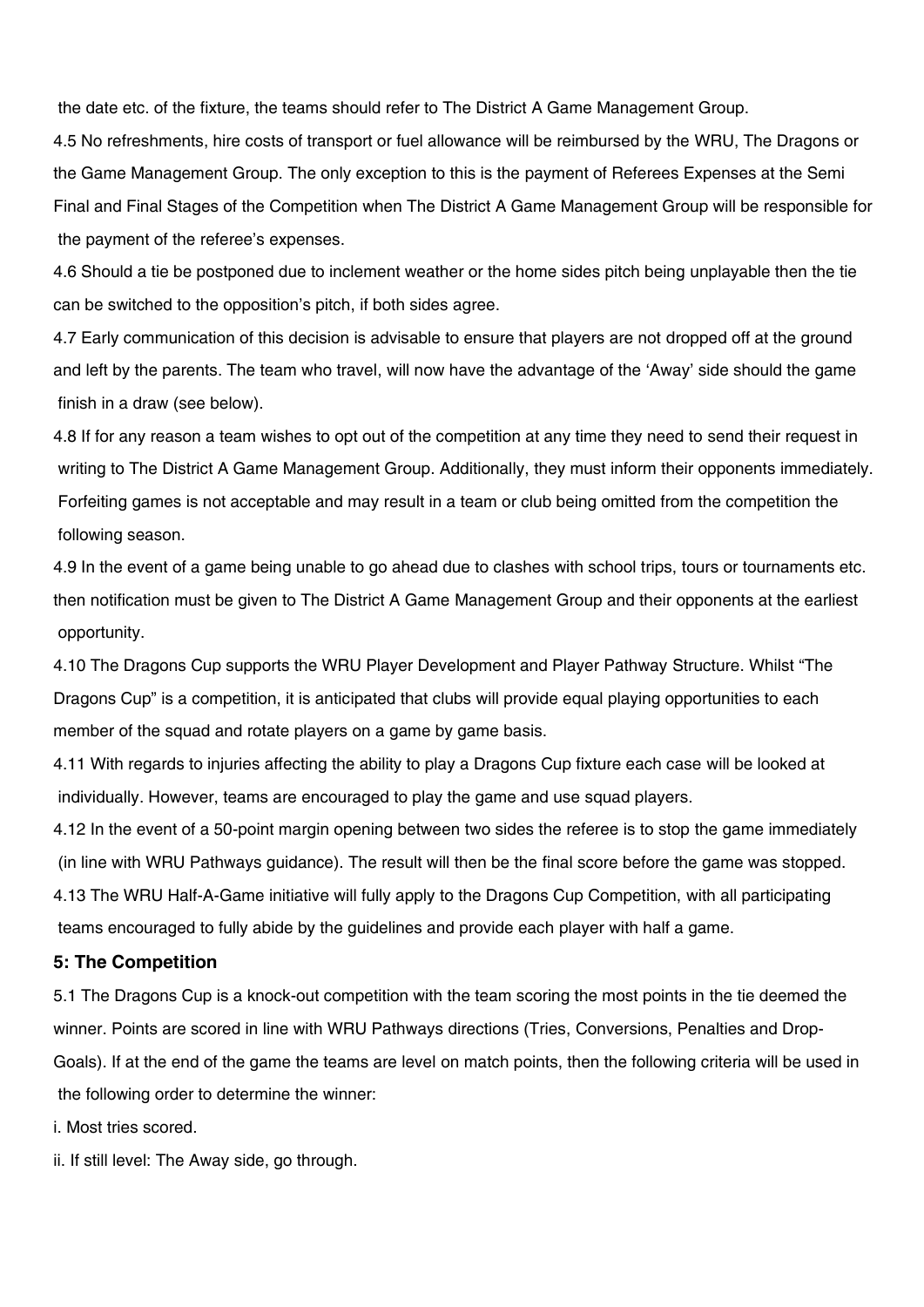the date etc. of the fixture, the teams should refer to The District A Game Management Group.

4.5 No refreshments, hire costs of transport or fuel allowance will be reimbursed by the WRU, The Dragons or the Game Management Group. The only exception to this is the payment of Referees Expenses at the Semi Final and Final Stages of the Competition when The District A Game Management Group will be responsible for the payment of the referee's expenses.

4.6 Should a tie be postponed due to inclement weather or the home sides pitch being unplayable then the tie can be switched to the opposition's pitch, if both sides agree.

4.7 Early communication of this decision is advisable to ensure that players are not dropped off at the ground and left by the parents. The team who travel, will now have the advantage of the 'Away' side should the game finish in a draw (see below).

4.8 If for any reason a team wishes to opt out of the competition at any time they need to send their request in writing to The District A Game Management Group. Additionally, they must inform their opponents immediately. Forfeiting games is not acceptable and may result in a team or club being omitted from the competition the following season.

4.9 In the event of a game being unable to go ahead due to clashes with school trips, tours or tournaments etc. then notification must be given to The District A Game Management Group and their opponents at the earliest opportunity.

4.10 The Dragons Cup supports the WRU Player Development and Player Pathway Structure. Whilst "The Dragons Cup" is a competition, it is anticipated that clubs will provide equal playing opportunities to each member of the squad and rotate players on a game by game basis.

4.11 With regards to injuries affecting the ability to play a Dragons Cup fixture each case will be looked at individually. However, teams are encouraged to play the game and use squad players.

4.12 In the event of a 50-point margin opening between two sides the referee is to stop the game immediately (in line with WRU Pathways guidance). The result will then be the final score before the game was stopped.

4.13 The WRU Half-A-Game initiative will fully apply to the Dragons Cup Competition, with all participating teams encouraged to fully abide by the guidelines and provide each player with half a game.

### 5: The Competition

5.1 The Dragons Cup is a knock-out competition with the team scoring the most points in the tie deemed the winner. Points are scored in line with WRU Pathways directions (Tries, Conversions, Penalties and Drop-Goals). If at the end of the game the teams are level on match points, then the following criteria will be used in the following order to determine the winner:

i. Most tries scored.

ii. If still level: The Away side, go through.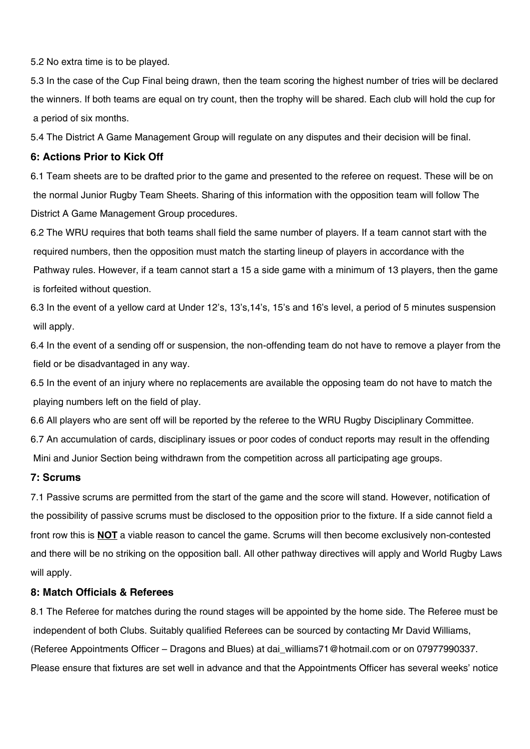5.2 No extra time is to be played.

5.3 In the case of the Cup Final being drawn, then the team scoring the highest number of tries will be declared the winners. If both teams are equal on try count, then the trophy will be shared. Each club will hold the cup for a period of six months.

5.4 The District A Game Management Group will regulate on any disputes and their decision will be final.

### 6: Actions Prior to Kick Off

6.1 Team sheets are to be drafted prior to the game and presented to the referee on request. These will be on the normal Junior Rugby Team Sheets. Sharing of this information with the opposition team will follow The District A Game Management Group procedures.

6.2 The WRU requires that both teams shall field the same number of players. If a team cannot start with the required numbers, then the opposition must match the starting lineup of players in accordance with the Pathway rules. However, if a team cannot start a 15 a side game with a minimum of 13 players, then the game is forfeited without question.

6.3 In the event of a yellow card at Under 12's, 13's,14's, 15's and 16's level, a period of 5 minutes suspension will apply.

6.4 In the event of a sending off or suspension, the non-offending team do not have to remove a player from the field or be disadvantaged in any way.

6.5 In the event of an injury where no replacements are available the opposing team do not have to match the playing numbers left on the field of play.

6.6 All players who are sent off will be reported by the referee to the WRU Rugby Disciplinary Committee.

6.7 An accumulation of cards, disciplinary issues or poor codes of conduct reports may result in the offending Mini and Junior Section being withdrawn from the competition across all participating age groups.

### 7: Scrums

7.1 Passive scrums are permitted from the start of the game and the score will stand. However, notification of the possibility of passive scrums must be disclosed to the opposition prior to the fixture. If a side cannot field a front row this is **NOT** a viable reason to cancel the game. Scrums will then become exclusively non-contested and there will be no striking on the opposition ball. All other pathway directives will apply and World Rugby Laws will apply.

### 8: Match Officials & Referees

8.1 The Referee for matches during the round stages will be appointed by the home side. The Referee must be independent of both Clubs. Suitably qualified Referees can be sourced by contacting Mr David Williams, (Referee Appointments Officer – Dragons and Blues) at dai_williams71@hotmail.com or on 07977990337. Please ensure that fixtures are set well in advance and that the Appointments Officer has several weeks' notice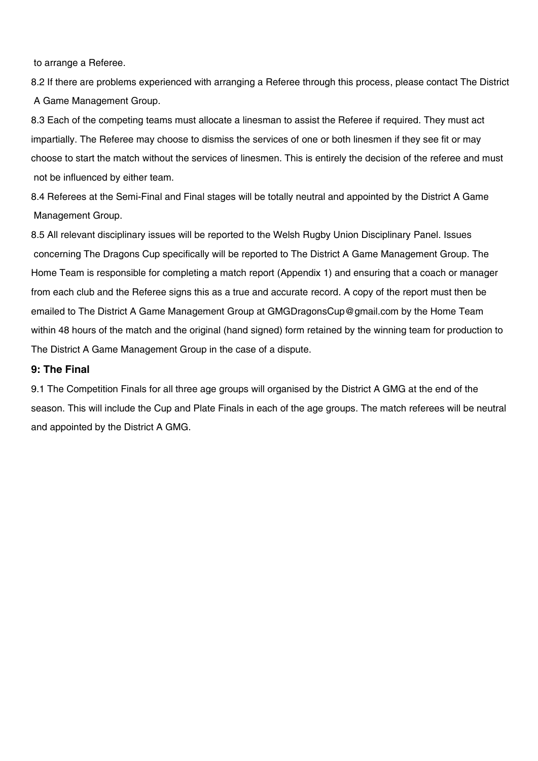to arrange a Referee.

8.2 If there are problems experienced with arranging a Referee through this process, please contact The District A Game Management Group.

8.3 Each of the competing teams must allocate a linesman to assist the Referee if required. They must act impartially. The Referee may choose to dismiss the services of one or both linesmen if they see fit or may choose to start the match without the services of linesmen. This is entirely the decision of the referee and must not be influenced by either team.

8.4 Referees at the Semi-Final and Final stages will be totally neutral and appointed by the District A Game Management Group.

8.5 All relevant disciplinary issues will be reported to the Welsh Rugby Union Disciplinary Panel. Issues concerning The Dragons Cup specifically will be reported to The District A Game Management Group. The Home Team is responsible for completing a match report (Appendix 1) and ensuring that a coach or manager from each club and the Referee signs this as a true and accurate record. A copy of the report must then be emailed to The District A Game Management Group at GMGDragonsCup@gmail.com by the Home Team within 48 hours of the match and the original (hand signed) form retained by the winning team for production to The District A Game Management Group in the case of a dispute.

### 9: The Final

9.1 The Competition Finals for all three age groups will organised by the District A GMG at the end of the season. This will include the Cup and Plate Finals in each of the age groups. The match referees will be neutral and appointed by the District A GMG.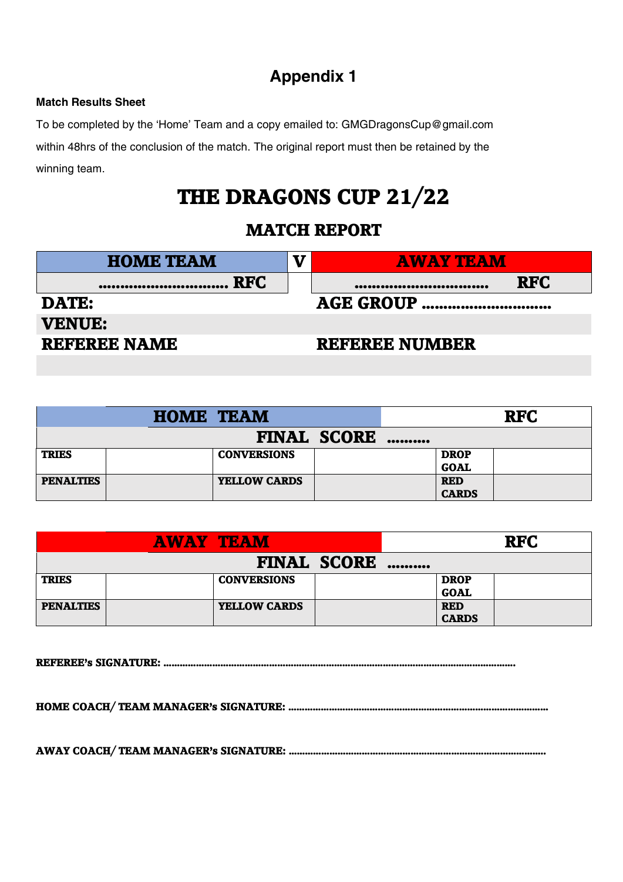## Appendix 1

**Match Results Sheet**

To be completed by the 'Home' Team and a copy emailed to: GMGDragonsCup@gmail.com within 48hrs of the conclusion of the match. The original report must then be retained by the winning team.

# THE DRAGONS CUP 21/22

## MATCH REPORT

| HOME TEAM | V | AWAY TEAM |
|---|---|---|
| ............................... RFC | | ................................ RFC |
| DATE: | | AGE GROUP ............................ |
| VENUE: | | |
| REFEREE NAME | | REFEREE NUMBER |
| | | |

| HOME TEAM | | | | RFC | |
|---|---|---|---|---|---|
| FINAL SCORE .......... | | | | | |
| TRIES | | CONVERSIONS | | DROP GOAL | |
| PENALTIES | | YELLOW CARDS | | RED CARDS | |

| AWAY TEAM | | | | RFC | |
|---|---|---|---|---|---|
| FINAL SCORE .......... | | | | | |
| TRIES | | CONVERSIONS | | DROP GOAL | |
| PENALTIES | | YELLOW CARDS | | RED CARDS | |

**REFEREE's SIGNATURE:** ..................................................................................................................................

**HOME COACH/ TEAM MANAGER's SIGNATURE:** ...............................................................................................

**AWAY COACH/ TEAM MANAGER's SIGNATURE:** ..............................................................................................